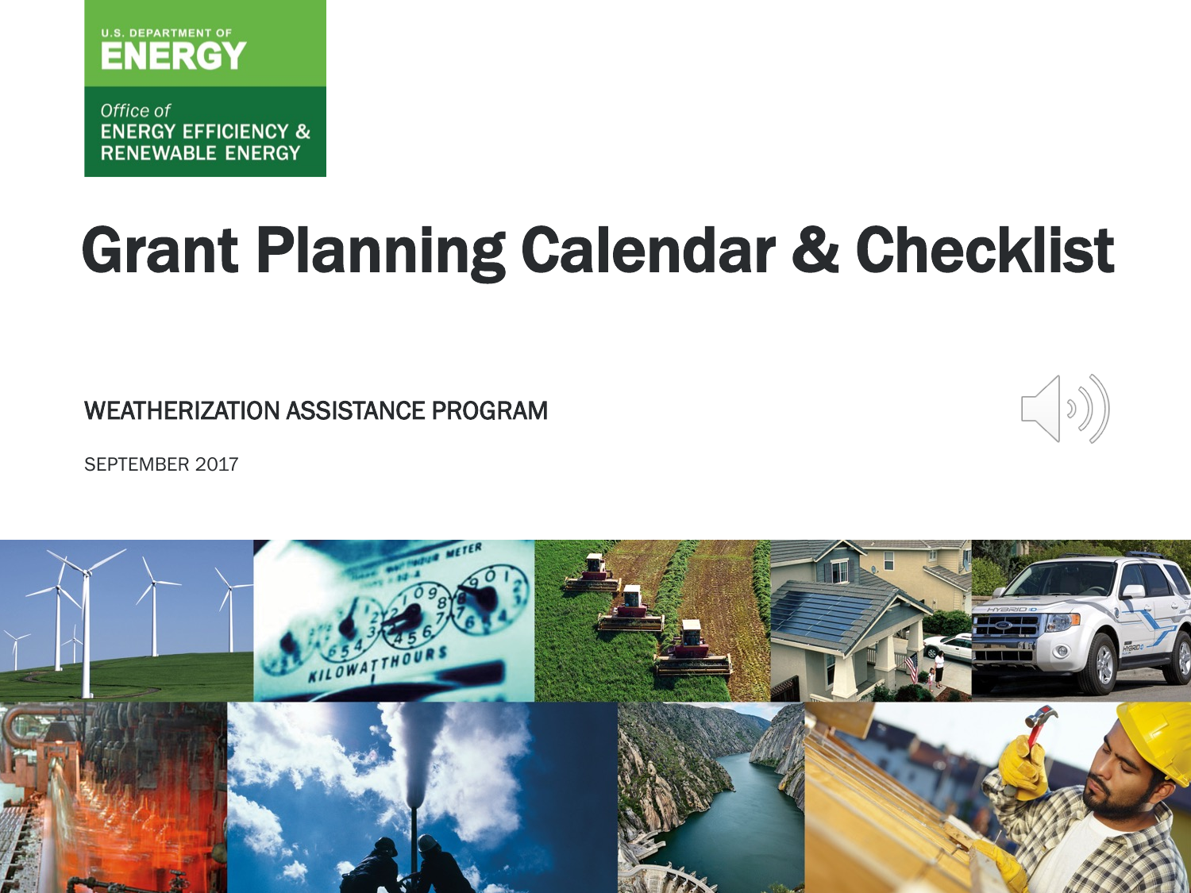U.S. DEPARTMENT OF
ENERGY

Office of
ENERGY EFFICIENCY &
RENEWABLE ENERGY

# Grant Planning Calendar & Checklist

WEATHERIZATION ASSISTANCE PROGRAM

SEPTEMBER 2017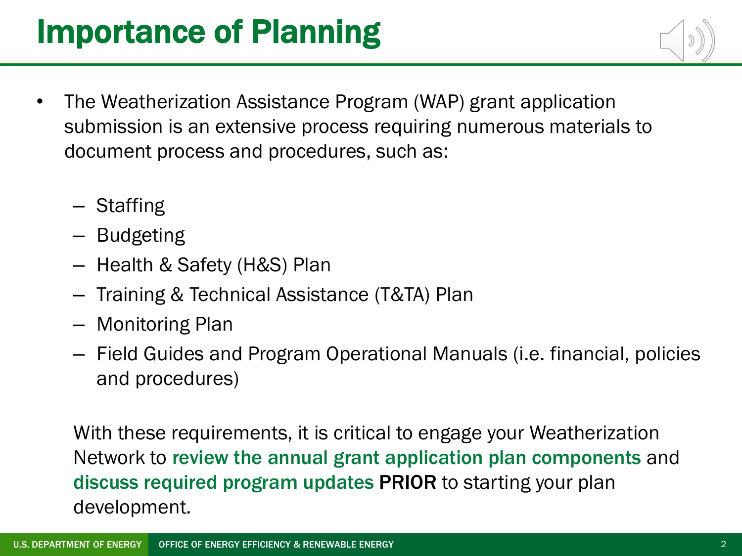# Importance of Planning

- The Weatherization Assistance Program (WAP) grant application submission is an extensive process requiring numerous materials to document process and procedures, such as:
  - Staffing
  - Budgeting
  - Health & Safety (H&S) Plan
  - Training & Technical Assistance (T&TA) Plan
  - Monitoring Plan
  - Field Guides and Program Operational Manuals (i.e. financial, policies and procedures)

  With these requirements, it is critical to engage your Weatherization Network to **review the annual grant application plan components** and **discuss required program updates** **PRIOR** to starting your plan development.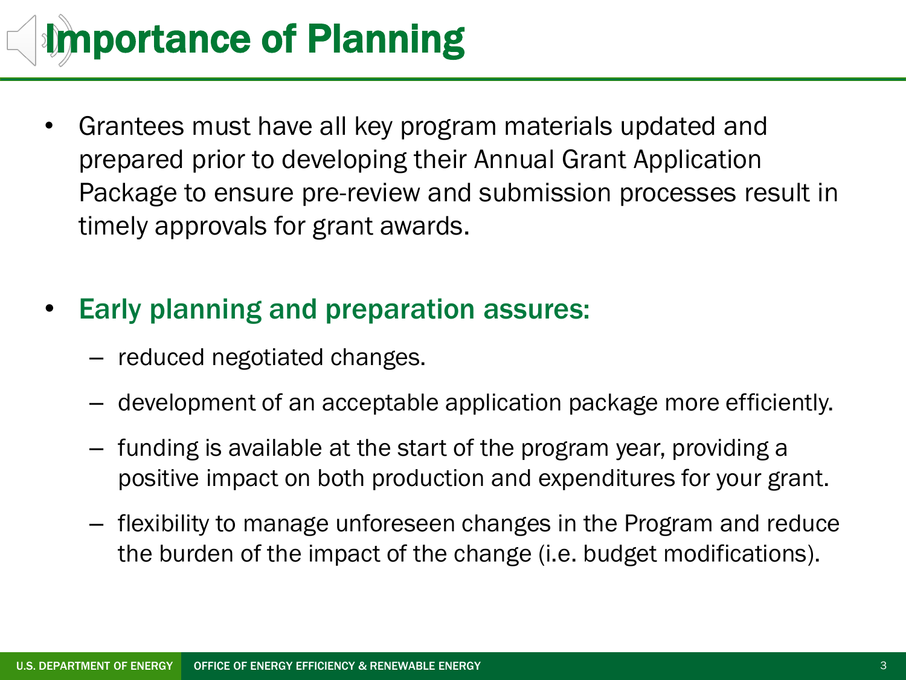# Importance of Planning

- Grantees must have all key program materials updated and prepared prior to developing their Annual Grant Application Package to ensure pre-review and submission processes result in timely approvals for grant awards.

- **Early planning and preparation assures:**
  - reduced negotiated changes.
  - development of an acceptable application package more efficiently.
  - funding is available at the start of the program year, providing a positive impact on both production and expenditures for your grant.
  - flexibility to manage unforeseen changes in the Program and reduce the burden of the impact of the change (i.e. budget modifications).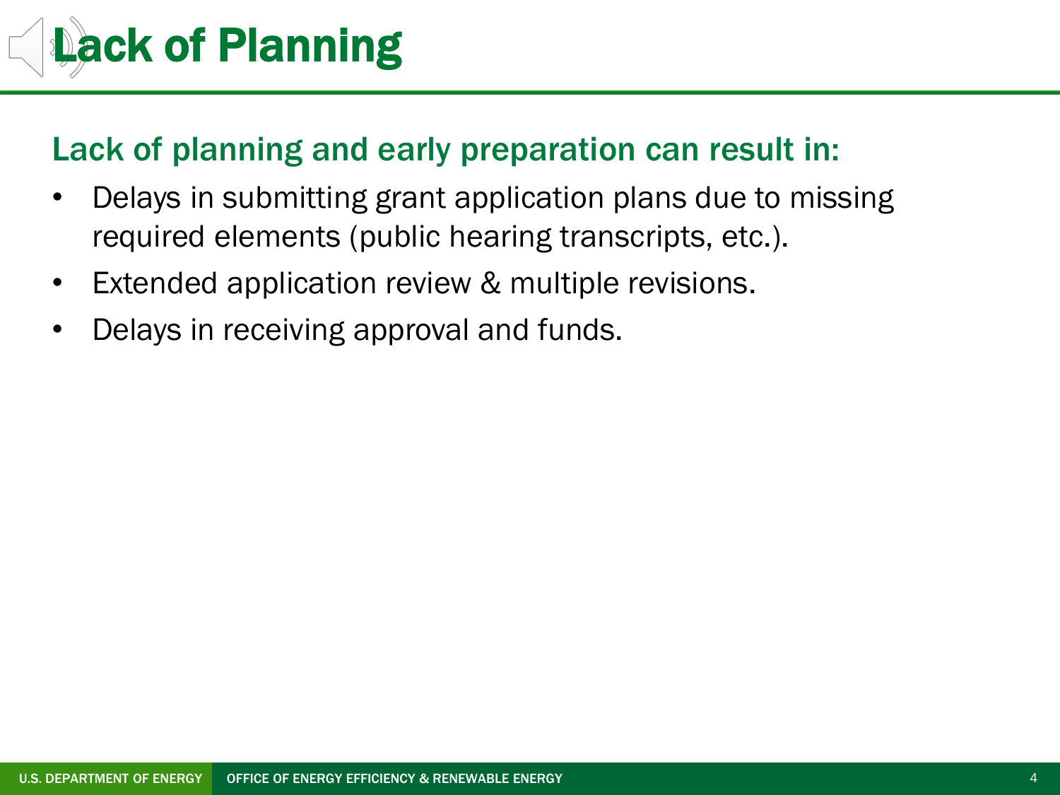# Lack of Planning

## Lack of planning and early preparation can result in:

- Delays in submitting grant application plans due to missing required elements (public hearing transcripts, etc.).
- Extended application review & multiple revisions.
- Delays in receiving approval and funds.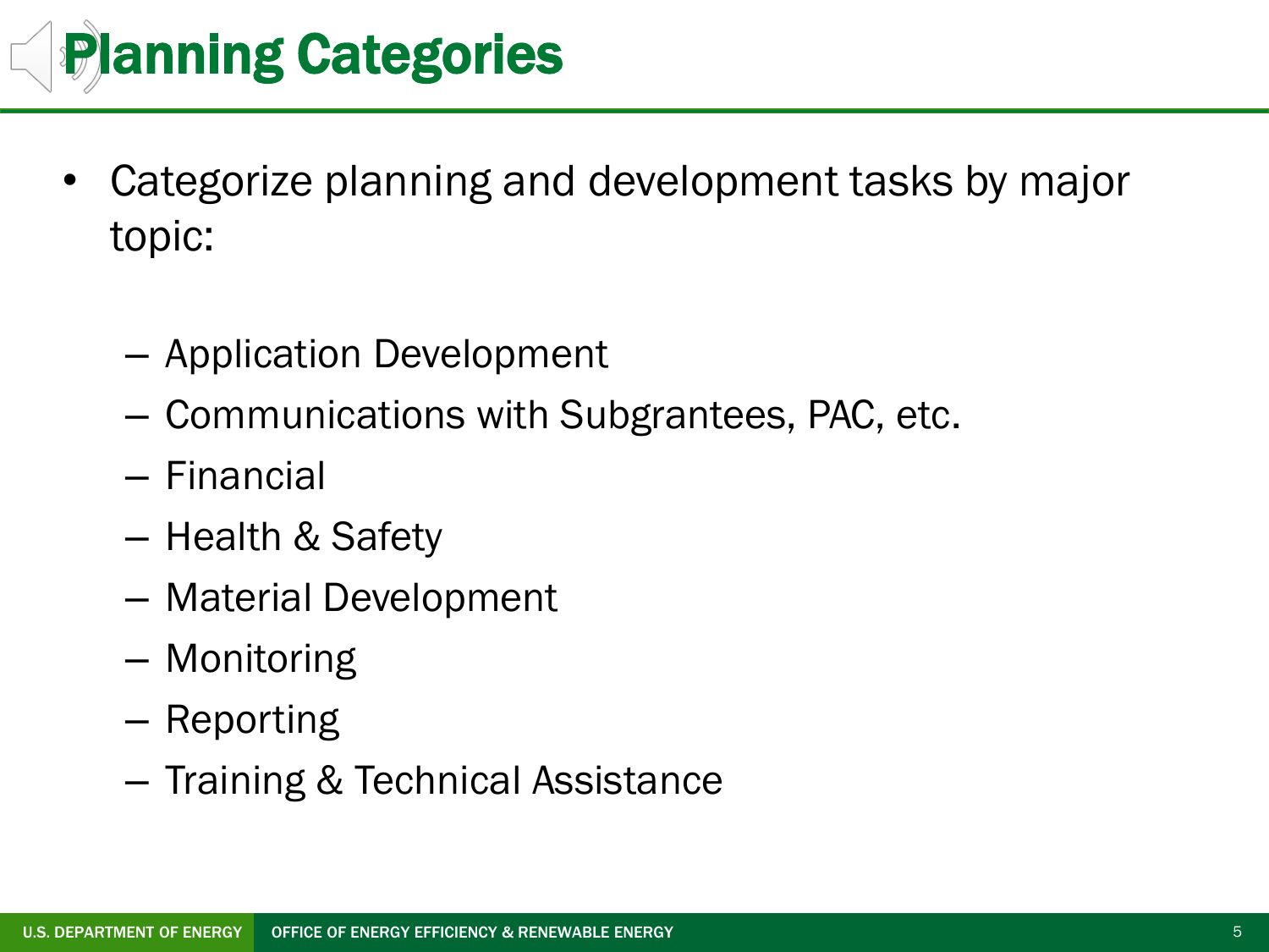# Planning Categories

- Categorize planning and development tasks by major topic:
  - Application Development
  - Communications with Subgrantees, PAC, etc.
  - Financial
  - Health & Safety
  - Material Development
  - Monitoring
  - Reporting
  - Training & Technical Assistance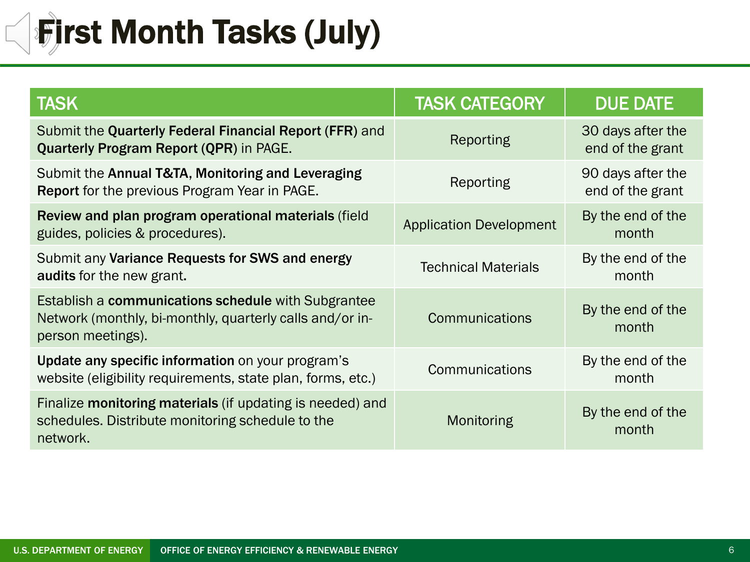# First Month Tasks (July)

| TASK | TASK CATEGORY | DUE DATE |
|---|---|---|
| Submit the **Quarterly Federal Financial Report (FFR)** and **Quarterly Program Report (QPR)** in PAGE. | Reporting | 30 days after the end of the grant |
| Submit the **Annual T&TA, Monitoring and Leveraging Report** for the previous Program Year in PAGE. | Reporting | 90 days after the end of the grant |
| **Review and plan program operational materials** (field guides, policies & procedures). | Application Development | By the end of the month |
| Submit any **Variance Requests for SWS and energy audits** for the new grant. | Technical Materials | By the end of the month |
| Establish a **communications schedule** with Subgrantee Network (monthly, bi-monthly, quarterly calls and/or in-person meetings). | Communications | By the end of the month |
| **Update any specific information** on your program's website (eligibility requirements, state plan, forms, etc.) | Communications | By the end of the month |
| Finalize **monitoring materials** (if updating is needed) and schedules. Distribute monitoring schedule to the network. | Monitoring | By the end of the month |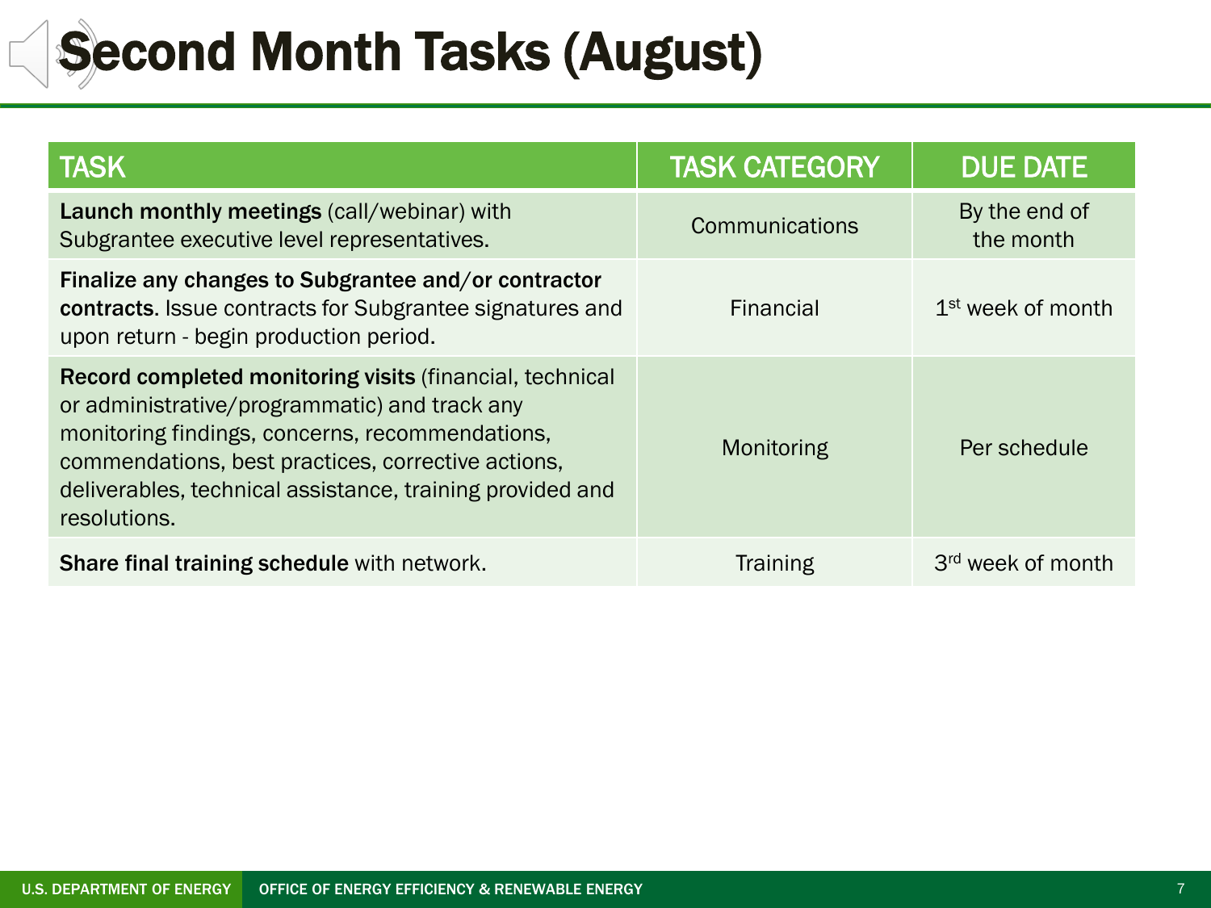# Second Month Tasks (August)

| TASK | TASK CATEGORY | DUE DATE |
|---|---|---|
| **Launch monthly meetings** (call/webinar) with Subgrantee executive level representatives. | Communications | By the end of the month |
| **Finalize any changes to Subgrantee and/or contractor contracts**. Issue contracts for Subgrantee signatures and upon return - begin production period. | Financial | 1st week of month |
| **Record completed monitoring visits** (financial, technical or administrative/programmatic) and track any monitoring findings, concerns, recommendations, commendations, best practices, corrective actions, deliverables, technical assistance, training provided and resolutions. | Monitoring | Per schedule |
| **Share final training schedule** with network. | Training | 3rd week of month |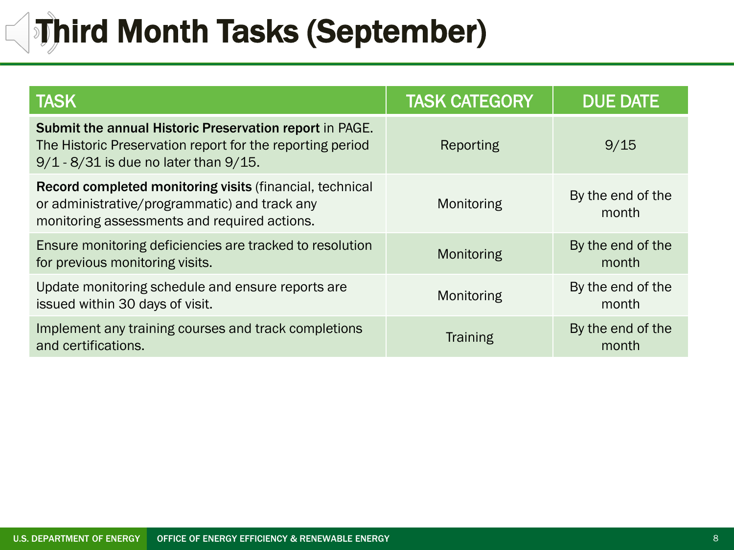# Third Month Tasks (September)

| TASK | TASK CATEGORY | DUE DATE |
|---|---|---|
| **Submit the annual Historic Preservation report** in PAGE. The Historic Preservation report for the reporting period 9/1 - 8/31 is due no later than 9/15. | Reporting | 9/15 |
| **Record completed monitoring visits** (financial, technical or administrative/programmatic) and track any monitoring assessments and required actions. | Monitoring | By the end of the month |
| Ensure monitoring deficiencies are tracked to resolution for previous monitoring visits. | Monitoring | By the end of the month |
| Update monitoring schedule and ensure reports are issued within 30 days of visit. | Monitoring | By the end of the month |
| Implement any training courses and track completions and certifications. | Training | By the end of the month |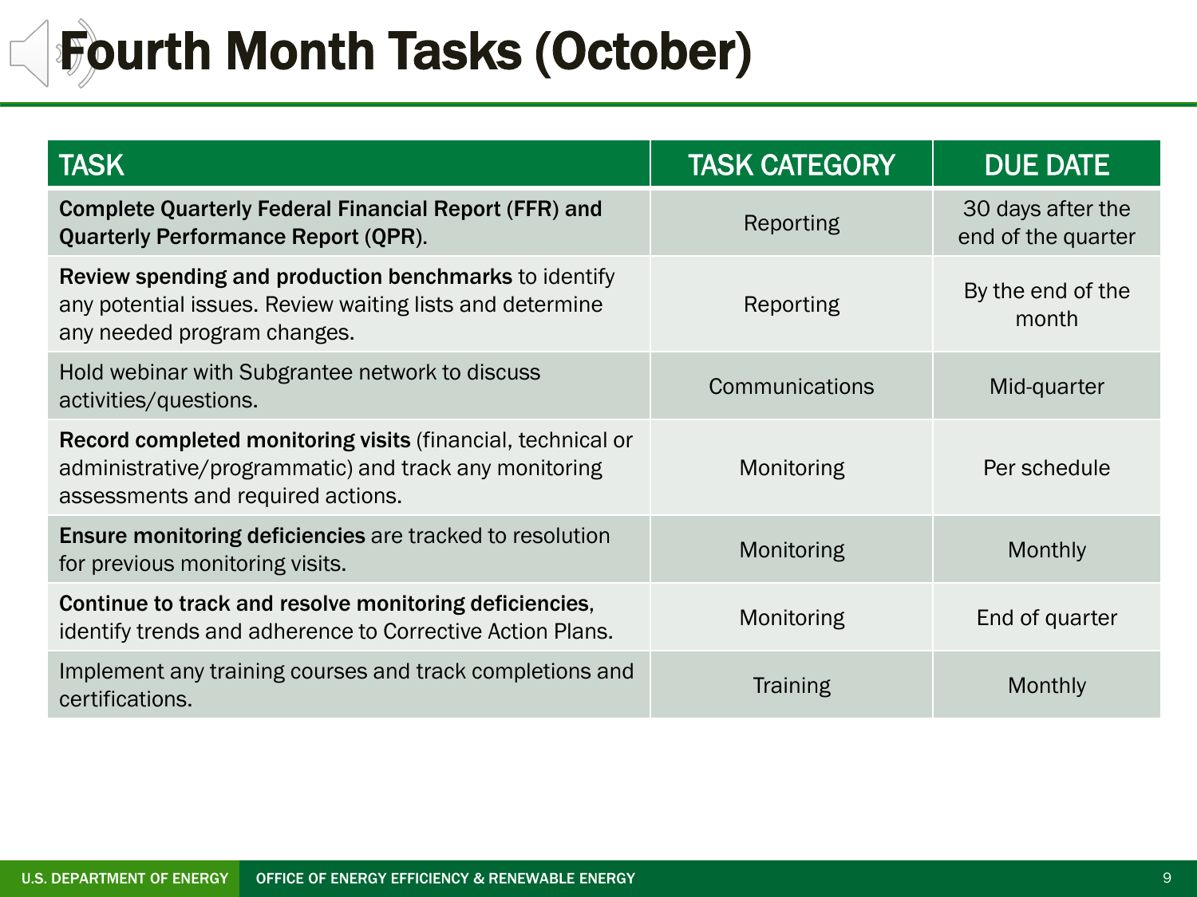# Fourth Month Tasks (October)

| TASK | TASK CATEGORY | DUE DATE |
| --- | --- | --- |
| **Complete Quarterly Federal Financial Report (FFR) and Quarterly Performance Report (QPR).** | Reporting | 30 days after the end of the quarter |
| **Review spending and production benchmarks** to identify any potential issues. Review waiting lists and determine any needed program changes. | Reporting | By the end of the month |
| Hold webinar with Subgrantee network to discuss activities/questions. | Communications | Mid-quarter |
| **Record completed monitoring visits** (financial, technical or administrative/programmatic) and track any monitoring assessments and required actions. | Monitoring | Per schedule |
| **Ensure monitoring deficiencies** are tracked to resolution for previous monitoring visits. | Monitoring | Monthly |
| **Continue to track and resolve monitoring deficiencies**, identify trends and adherence to Corrective Action Plans. | Monitoring | End of quarter |
| Implement any training courses and track completions and certifications. | Training | Monthly |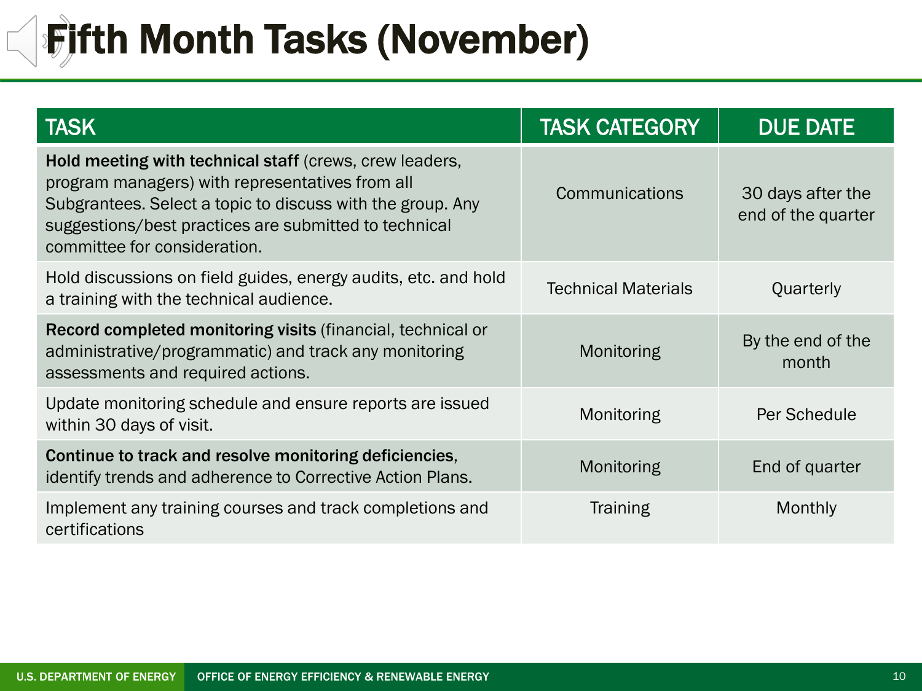# Fifth Month Tasks (November)

| TASK | TASK CATEGORY | DUE DATE |
| --- | --- | --- |
| **Hold meeting with technical staff** (crews, crew leaders, program managers) with representatives from all Subgrantees. Select a topic to discuss with the group. Any suggestions/best practices are submitted to technical committee for consideration. | Communications | 30 days after the end of the quarter |
| Hold discussions on field guides, energy audits, etc. and hold a training with the technical audience. | Technical Materials | Quarterly |
| **Record completed monitoring visits** (financial, technical or administrative/programmatic) and track any monitoring assessments and required actions. | Monitoring | By the end of the month |
| Update monitoring schedule and ensure reports are issued within 30 days of visit. | Monitoring | Per Schedule |
| **Continue to track and resolve monitoring deficiencies**, identify trends and adherence to Corrective Action Plans. | Monitoring | End of quarter |
| Implement any training courses and track completions and certifications | Training | Monthly |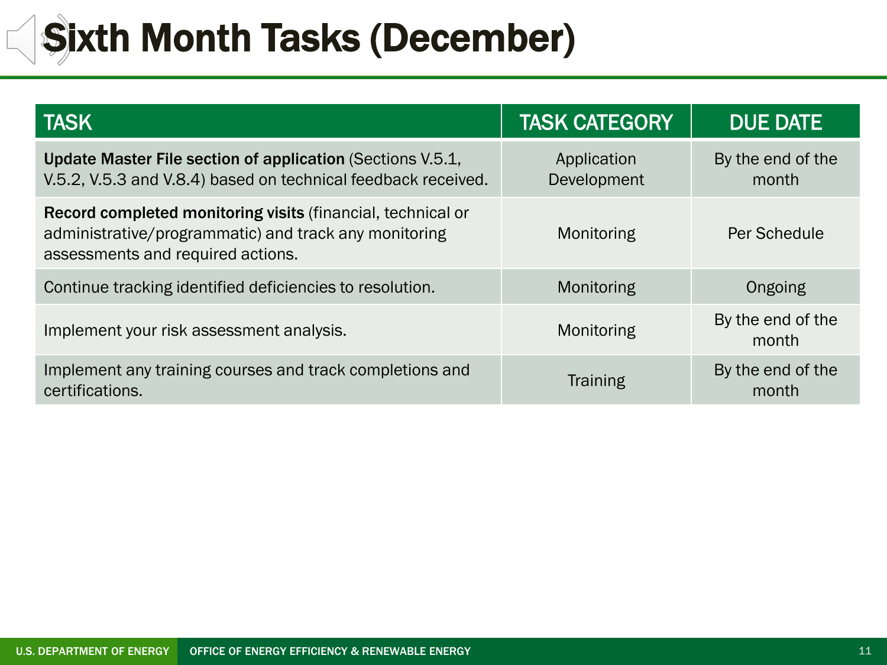# Sixth Month Tasks (December)

| TASK | TASK CATEGORY | DUE DATE |
| --- | --- | --- |
| **Update Master File section of application** (Sections V.5.1, V.5.2, V.5.3 and V.8.4) based on technical feedback received. | Application Development | By the end of the month |
| **Record completed monitoring visits** (financial, technical or administrative/programmatic) and track any monitoring assessments and required actions. | Monitoring | Per Schedule |
| Continue tracking identified deficiencies to resolution. | Monitoring | Ongoing |
| Implement your risk assessment analysis. | Monitoring | By the end of the month |
| Implement any training courses and track completions and certifications. | Training | By the end of the month |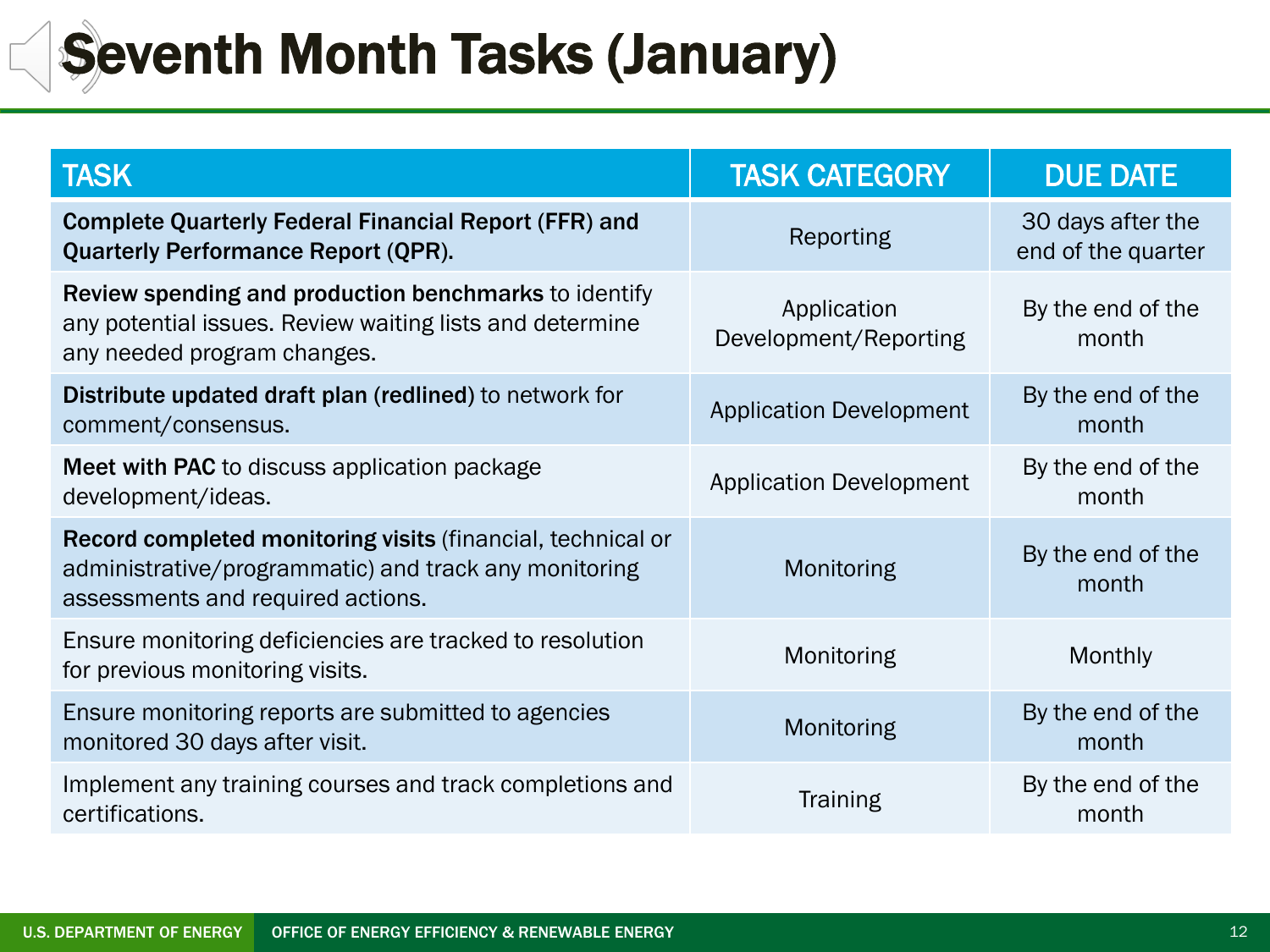# Seventh Month Tasks (January)

| TASK | TASK CATEGORY | DUE DATE |
|---|---|---|
| **Complete Quarterly Federal Financial Report** (**FFR**) **and Quarterly Performance Report** (**QPR**). | Reporting | 30 days after the end of the quarter |
| **Review spending and production benchmarks** to identify any potential issues. Review waiting lists and determine any needed program changes. | Application Development/Reporting | By the end of the month |
| **Distribute updated draft plan** (**redlined**) to network for comment/consensus. | Application Development | By the end of the month |
| **Meet with PAC** to discuss application package development/ideas. | Application Development | By the end of the month |
| **Record completed monitoring visits** (financial, technical or administrative/programmatic) and track any monitoring assessments and required actions. | Monitoring | By the end of the month |
| Ensure monitoring deficiencies are tracked to resolution for previous monitoring visits. | Monitoring | Monthly |
| Ensure monitoring reports are submitted to agencies monitored 30 days after visit. | Monitoring | By the end of the month |
| Implement any training courses and track completions and certifications. | Training | By the end of the month |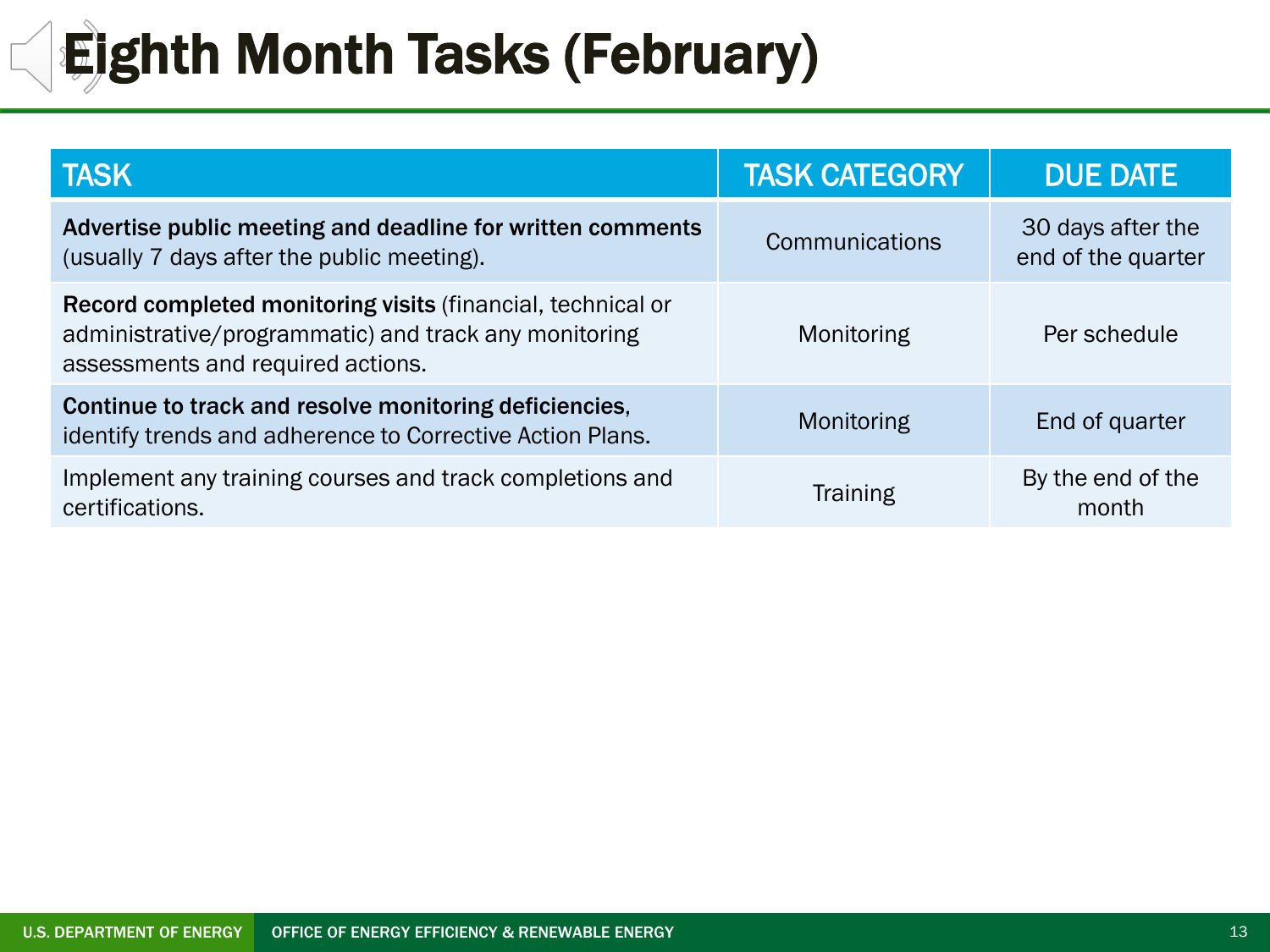# Eighth Month Tasks (February)

| TASK | TASK CATEGORY | DUE DATE |
|---|---|---|
| **Advertise public meeting and deadline for written comments** (usually 7 days after the public meeting). | Communications | 30 days after the end of the quarter |
| **Record completed monitoring visits** (financial, technical or administrative/programmatic) and track any monitoring assessments and required actions. | Monitoring | Per schedule |
| **Continue to track and resolve monitoring deficiencies**, identify trends and adherence to Corrective Action Plans. | Monitoring | End of quarter |
| Implement any training courses and track completions and certifications. | Training | By the end of the month |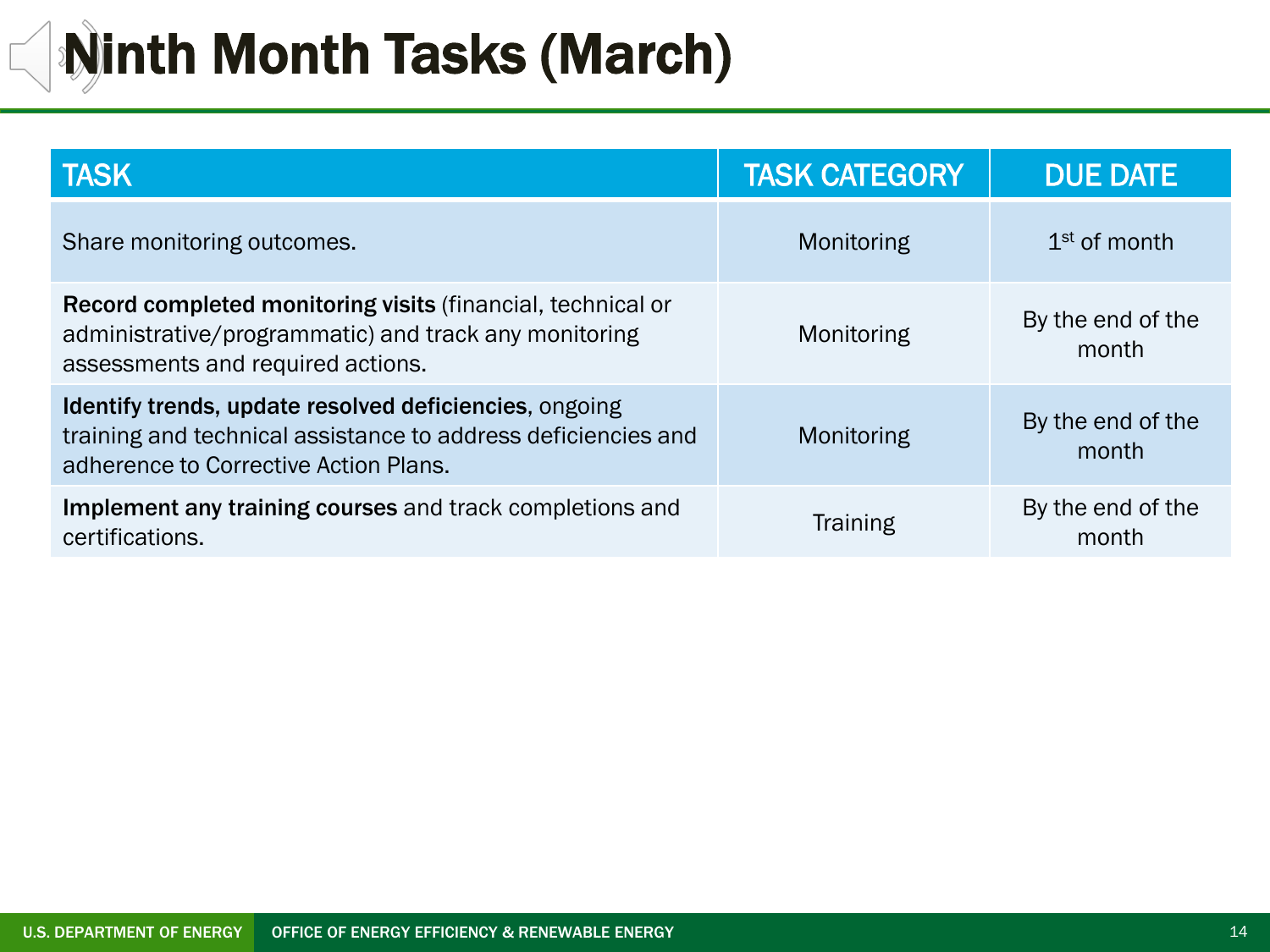# Ninth Month Tasks (March)

| TASK | TASK CATEGORY | DUE DATE |
|---|---|---|
| Share monitoring outcomes. | Monitoring | 1st of month |
| **Record completed monitoring visits** (financial, technical or administrative/programmatic) and track any monitoring assessments and required actions. | Monitoring | By the end of the month |
| **Identify trends, update resolved deficiencies**, ongoing training and technical assistance to address deficiencies and adherence to Corrective Action Plans. | Monitoring | By the end of the month |
| **Implement any training courses** and track completions and certifications. | Training | By the end of the month |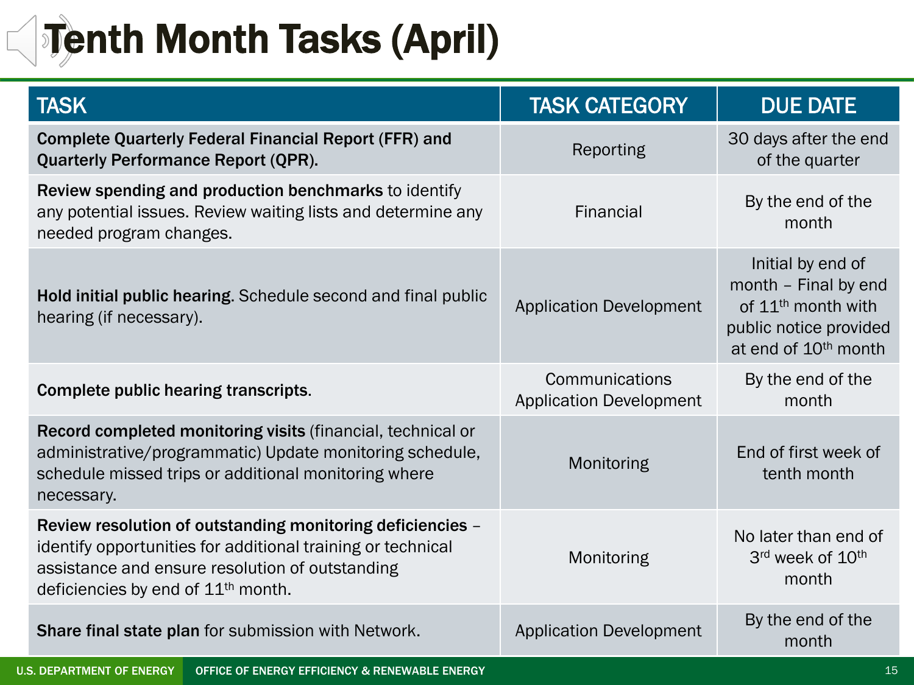# Tenth Month Tasks (April)

| TASK | TASK CATEGORY | DUE DATE |
|---|---|---|
| **Complete Quarterly Federal Financial Report (FFR) and Quarterly Performance Report (QPR).** | Reporting | 30 days after the end of the quarter |
| **Review spending and production benchmarks** to identify any potential issues. Review waiting lists and determine any needed program changes. | Financial | By the end of the month |
| **Hold initial public hearing.** Schedule second and final public hearing (if necessary). | Application Development | Initial by end of month – Final by end of 11th month with public notice provided at end of 10th month |
| **Complete public hearing transcripts.** | Communications Application Development | By the end of the month |
| **Record completed monitoring visits** (financial, technical or administrative/programmatic) Update monitoring schedule, schedule missed trips or additional monitoring where necessary. | Monitoring | End of first week of tenth month |
| **Review resolution of outstanding monitoring deficiencies** – identify opportunities for additional training or technical assistance and ensure resolution of outstanding deficiencies by end of 11th month. | Monitoring | No later than end of 3rd week of 10th month |
| **Share final state plan** for submission with Network. | Application Development | By the end of the month |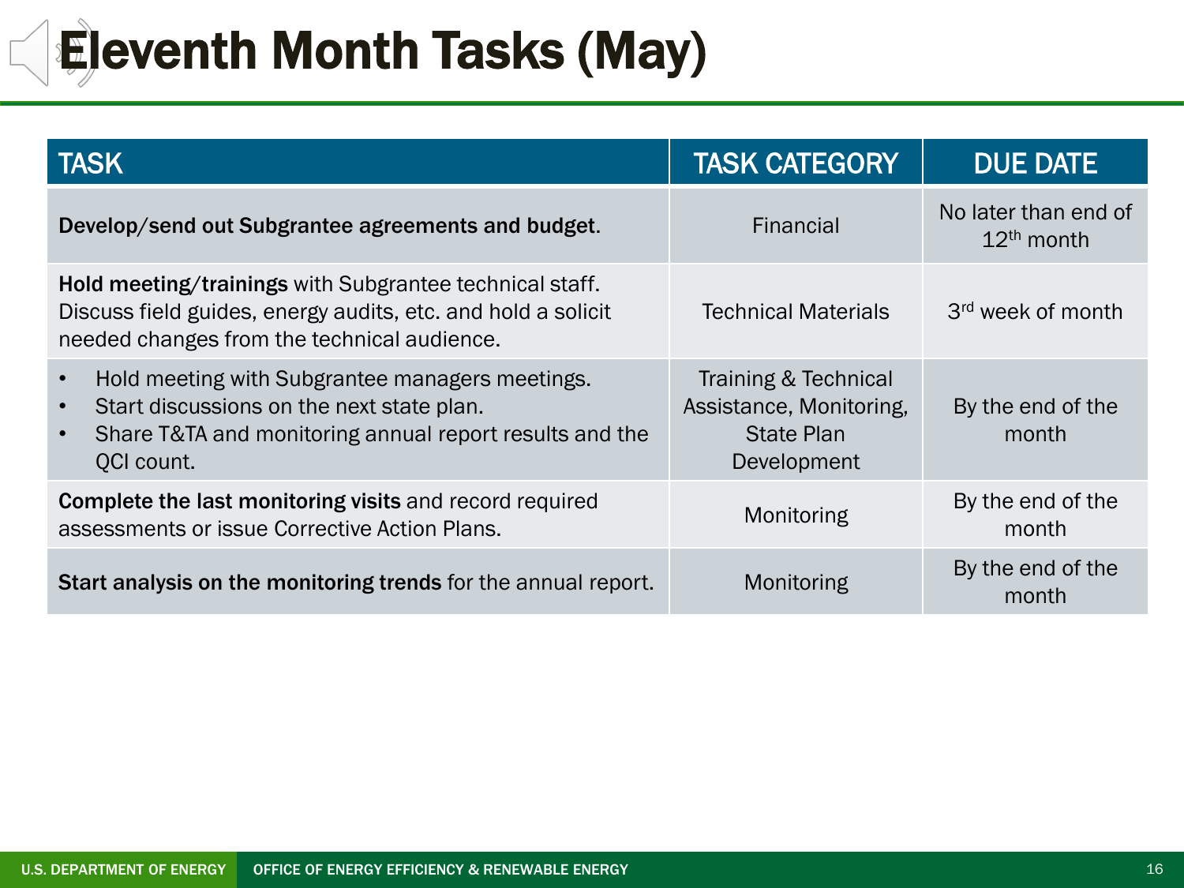# Eleventh Month Tasks (May)

| TASK | TASK CATEGORY | DUE DATE |
|---|---|---|
| **Develop/send out Subgrantee agreements and budget**. | Financial | No later than end of 12th month |
| **Hold meeting/trainings** with Subgrantee technical staff. Discuss field guides, energy audits, etc. and hold a solicit needed changes from the technical audience. | Technical Materials | 3rd week of month |
| • Hold meeting with Subgrantee managers meetings.<br>• Start discussions on the next state plan.<br>• Share T&TA and monitoring annual report results and the QCI count. | Training & Technical Assistance, Monitoring, State Plan Development | By the end of the month |
| **Complete the last monitoring visits** and record required assessments or issue Corrective Action Plans. | Monitoring | By the end of the month |
| **Start analysis on the monitoring trends** for the annual report. | Monitoring | By the end of the month |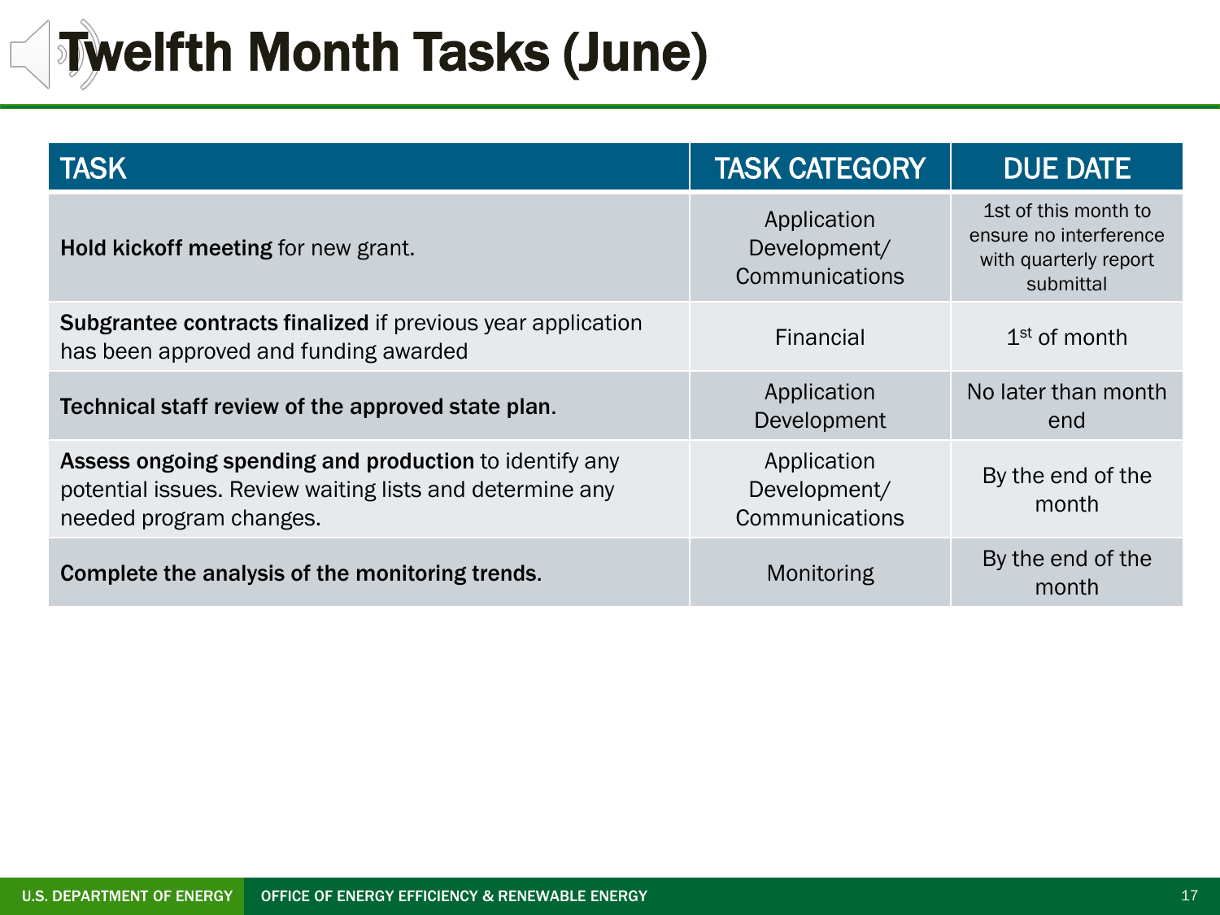# Twelfth Month Tasks (June)

| TASK | TASK CATEGORY | DUE DATE |
| --- | --- | --- |
| **Hold kickoff meeting** for new grant. | Application Development/ Communications | 1st of this month to ensure no interference with quarterly report submittal |
| **Subgrantee contracts finalized** if previous year application has been approved and funding awarded | Financial | 1st of month |
| **Technical staff review of the approved state plan**. | Application Development | No later than month end |
| **Assess ongoing spending and production** to identify any potential issues. Review waiting lists and determine any needed program changes. | Application Development/ Communications | By the end of the month |
| **Complete the analysis of the monitoring trends**. | Monitoring | By the end of the month |

U.S. DEPARTMENT OF ENERGY | OFFICE OF ENERGY EFFICIENCY & RENEWABLE ENERGY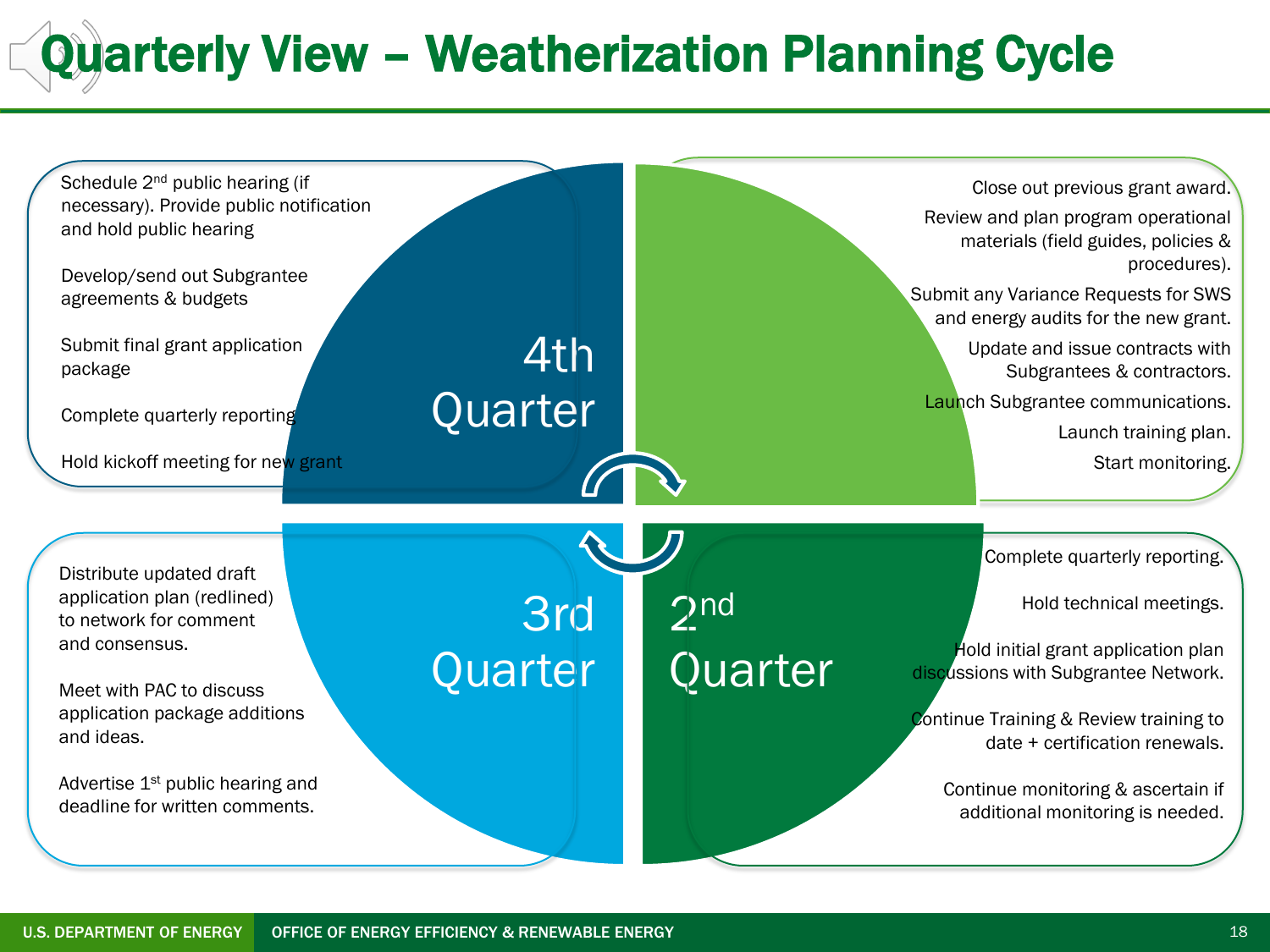# Quarterly View – Weatherization Planning Cycle

## 1st Quarter

Close out previous grant award.

Review and plan program operational materials (field guides, policies & procedures).

Submit any Variance Requests for SWS and energy audits for the new grant.

Update and issue contracts with Subgrantees & contractors.

Launch Subgrantee communications.

Launch training plan.

Start monitoring.

## 2nd Quarter

Complete quarterly reporting.

Hold technical meetings.

Hold initial grant application plan discussions with Subgrantee Network.

Continue Training & Review training to date + certification renewals.

Continue monitoring & ascertain if additional monitoring is needed.

## 3rd Quarter

Distribute updated draft application plan (redlined) to network for comment and consensus.

Meet with PAC to discuss application package additions and ideas.

Advertise 1st public hearing and deadline for written comments.

## 4th Quarter

Schedule 2nd public hearing (if necessary). Provide public notification and hold public hearing

Develop/send out Subgrantee agreements & budgets

Submit final grant application package

Complete quarterly reporting

Hold kickoff meeting for new grant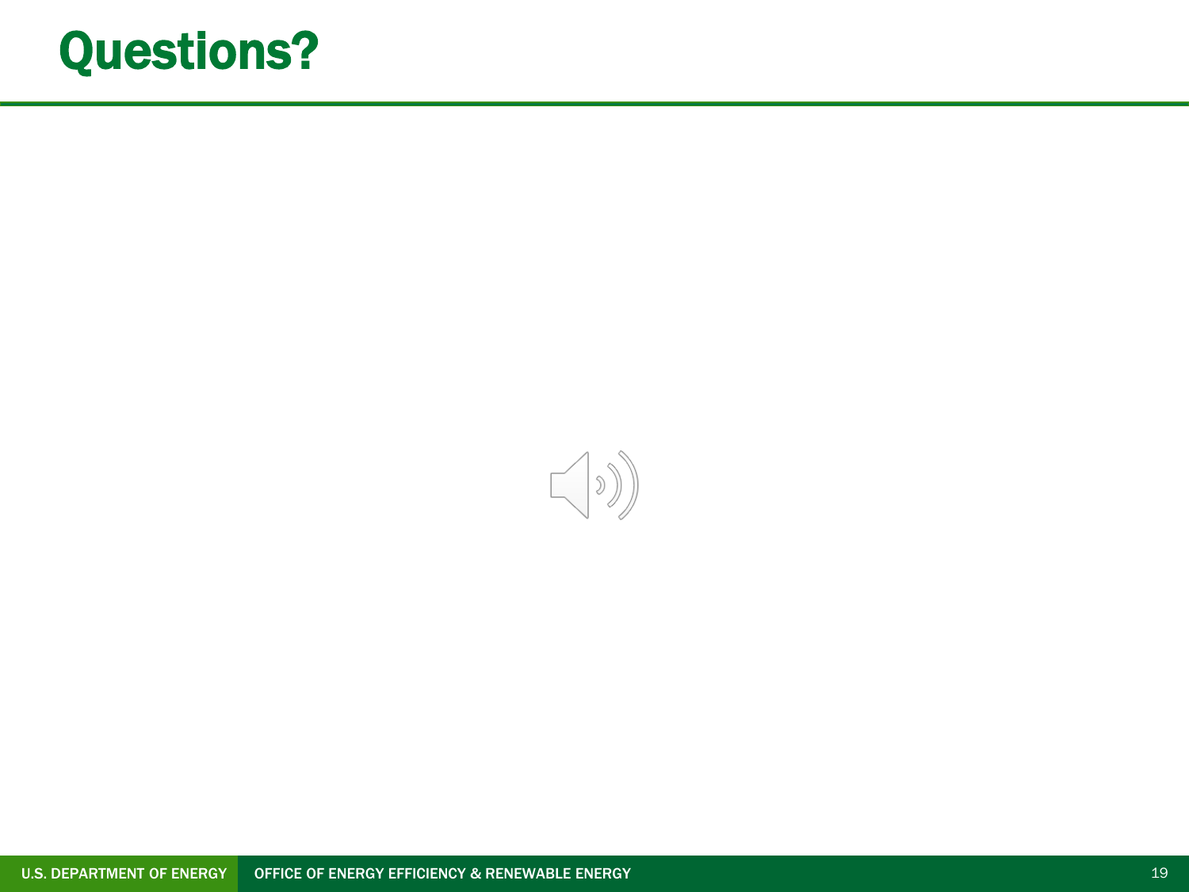# Questions?